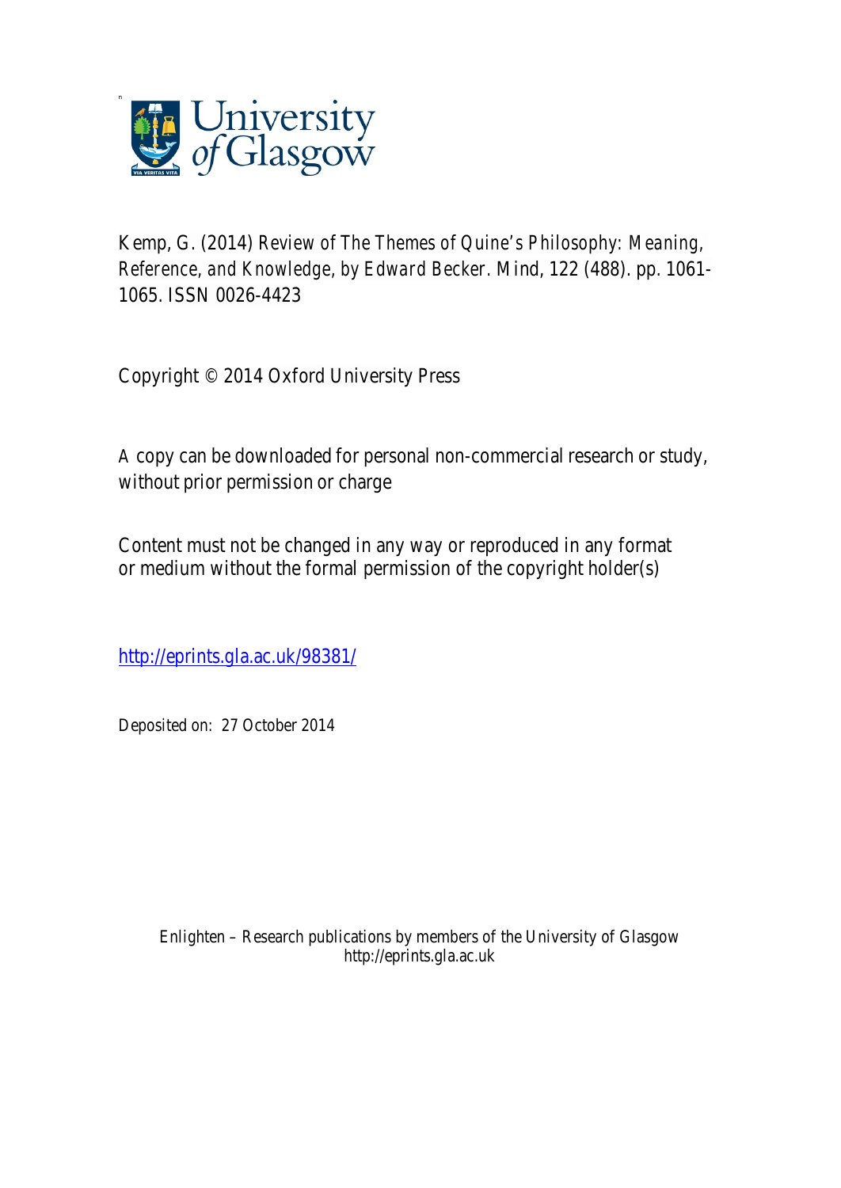Kemp, G. (2014) *Review of The Themes of Quine's Philosophy: Meaning, Reference, and Knowledge, by Edward Becker.* Mind, 122 (488). pp. 1061-1065. ISSN 0026-4423

Copyright © 2014 Oxford University Press

A copy can be downloaded for personal non-commercial research or study, without prior permission or charge

Content must not be changed in any way or reproduced in any format or medium without the formal permission of the copyright holder(s)

http://eprints.gla.ac.uk/98381/

Deposited on: 27 October 2014

Enlighten – Research publications by members of the University of Glasgow
http://eprints.gla.ac.uk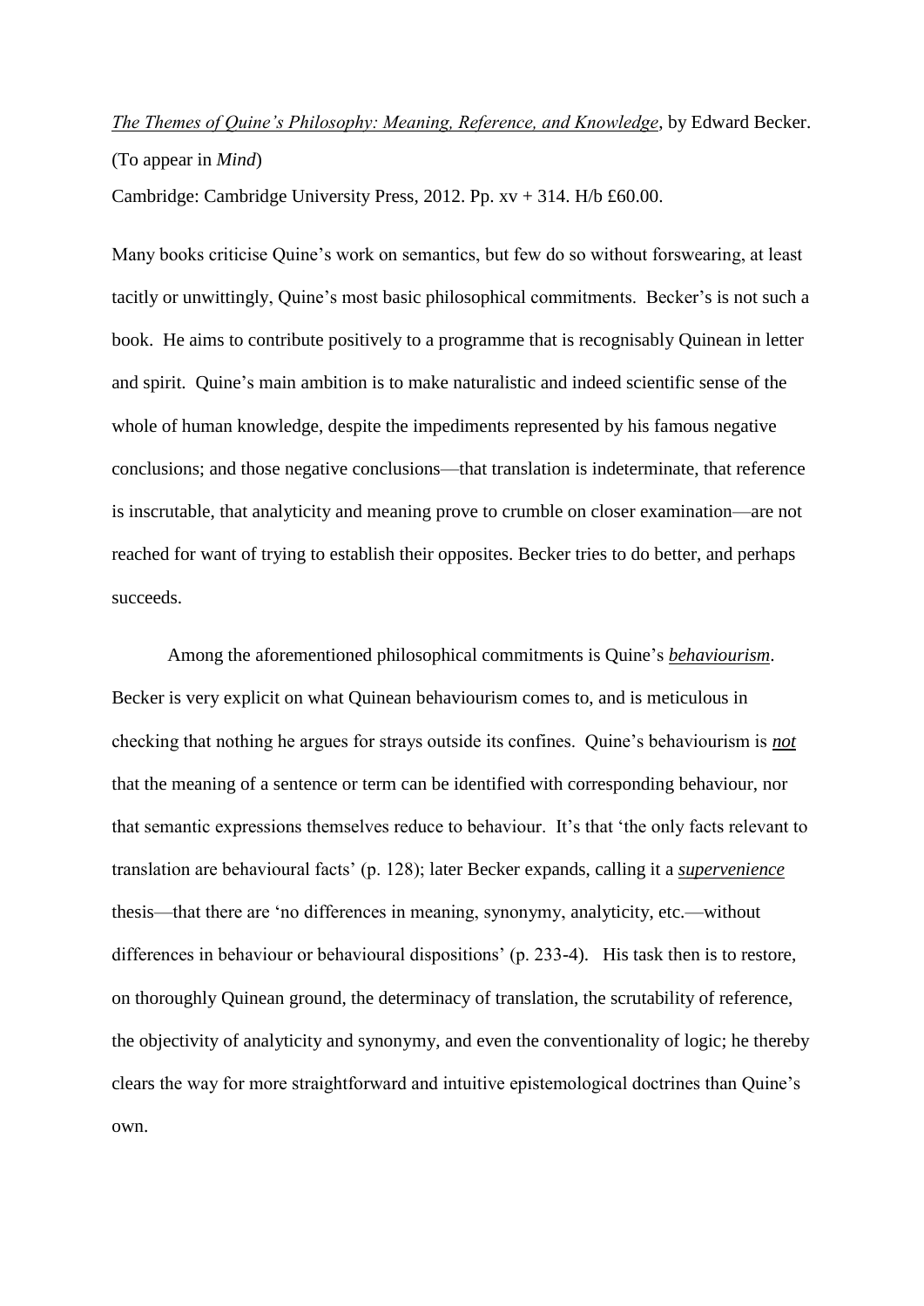*The Themes of Quine's Philosophy: Meaning, Reference, and Knowledge*, by Edward Becker. (To appear in *Mind*)

Cambridge: Cambridge University Press, 2012. Pp. xv + 314. H/b £60.00.

Many books criticise Quine's work on semantics, but few do so without forswearing, at least tacitly or unwittingly, Quine's most basic philosophical commitments. Becker's is not such a book. He aims to contribute positively to a programme that is recognisably Quinean in letter and spirit. Quine's main ambition is to make naturalistic and indeed scientific sense of the whole of human knowledge, despite the impediments represented by his famous negative conclusions; and those negative conclusions—that translation is indeterminate, that reference is inscrutable, that analyticity and meaning prove to crumble on closer examination—are not reached for want of trying to establish their opposites. Becker tries to do better, and perhaps succeeds.

Among the aforementioned philosophical commitments is Quine's ***behaviourism***. Becker is very explicit on what Quinean behaviourism comes to, and is meticulous in checking that nothing he argues for strays outside its confines. Quine's behaviourism is ***not*** that the meaning of a sentence or term can be identified with corresponding behaviour, nor that semantic expressions themselves reduce to behaviour. It's that 'the only facts relevant to translation are behavioural facts' (p. 128); later Becker expands, calling it a ***supervenience*** thesis—that there are 'no differences in meaning, synonymy, analyticity, etc.—without differences in behaviour or behavioural dispositions' (p. 233-4). His task then is to restore, on thoroughly Quinean ground, the determinacy of translation, the scrutability of reference, the objectivity of analyticity and synonymy, and even the conventionality of logic; he thereby clears the way for more straightforward and intuitive epistemological doctrines than Quine's own.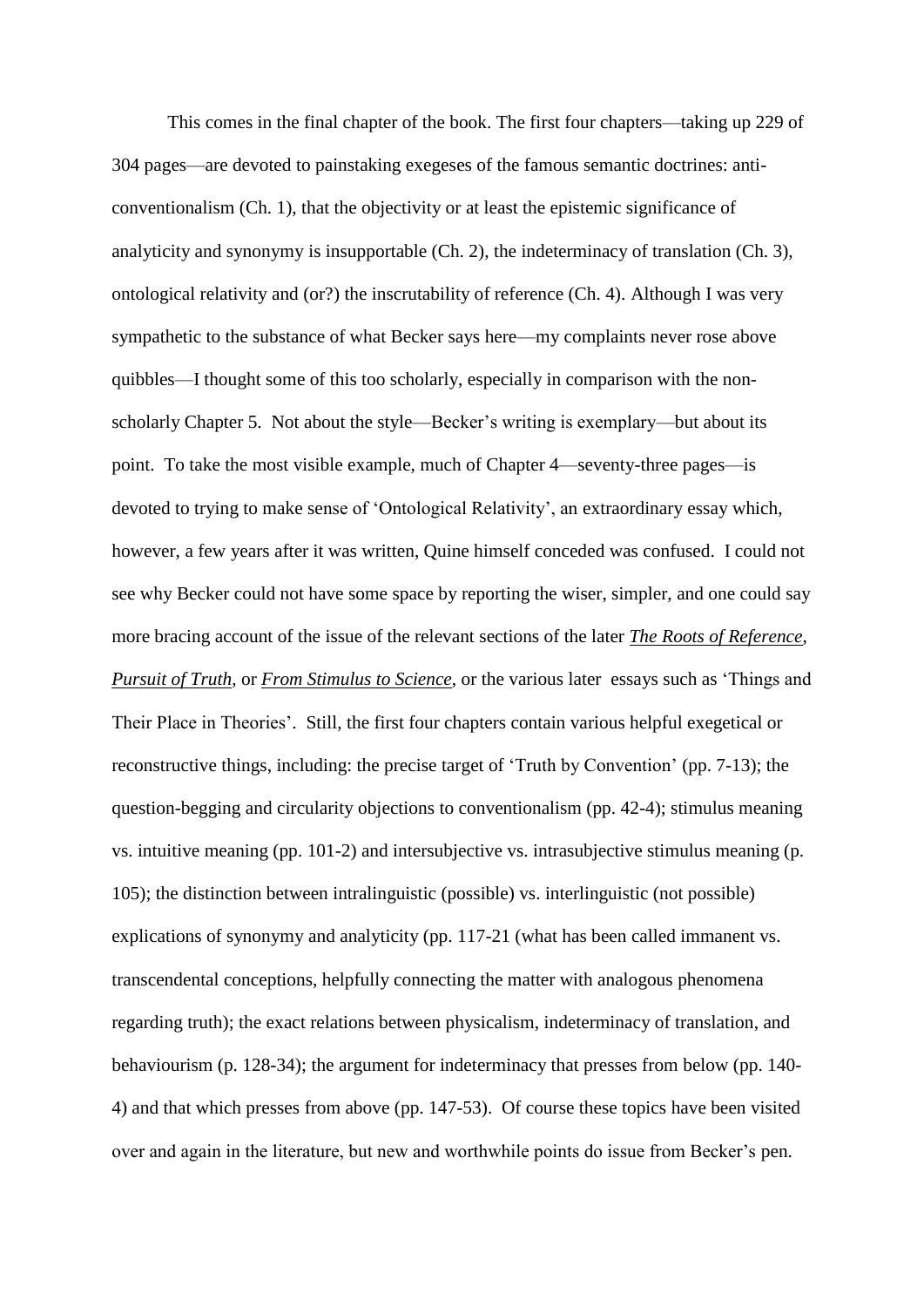This comes in the final chapter of the book. The first four chapters—taking up 229 of 304 pages—are devoted to painstaking exegeses of the famous semantic doctrines: anti-conventionalism (Ch. 1), that the objectivity or at least the epistemic significance of analyticity and synonymy is insupportable (Ch. 2), the indeterminacy of translation (Ch. 3), ontological relativity and (or?) the inscrutability of reference (Ch. 4). Although I was very sympathetic to the substance of what Becker says here—my complaints never rose above quibbles—I thought some of this too scholarly, especially in comparison with the non-scholarly Chapter 5. Not about the style—Becker's writing is exemplary—but about its point. To take the most visible example, much of Chapter 4—seventy-three pages—is devoted to trying to make sense of 'Ontological Relativity', an extraordinary essay which, however, a few years after it was written, Quine himself conceded was confused. I could not see why Becker could not have some space by reporting the wiser, simpler, and one could say more bracing account of the issue of the relevant sections of the later ***The Roots of Reference***, ***Pursuit of Truth***, or ***From Stimulus to Science***, or the various later essays such as 'Things and Their Place in Theories'. Still, the first four chapters contain various helpful exegetical or reconstructive things, including: the precise target of 'Truth by Convention' (pp. 7-13); the question-begging and circularity objections to conventionalism (pp. 42-4); stimulus meaning vs. intuitive meaning (pp. 101-2) and intersubjective vs. intrasubjective stimulus meaning (p. 105); the distinction between intralinguistic (possible) vs. interlinguistic (not possible) explications of synonymy and analyticity (pp. 117-21 (what has been called immanent vs. transcendental conceptions, helpfully connecting the matter with analogous phenomena regarding truth); the exact relations between physicalism, indeterminacy of translation, and behaviourism (p. 128-34); the argument for indeterminacy that presses from below (pp. 140-4) and that which presses from above (pp. 147-53). Of course these topics have been visited over and again in the literature, but new and worthwhile points do issue from Becker's pen.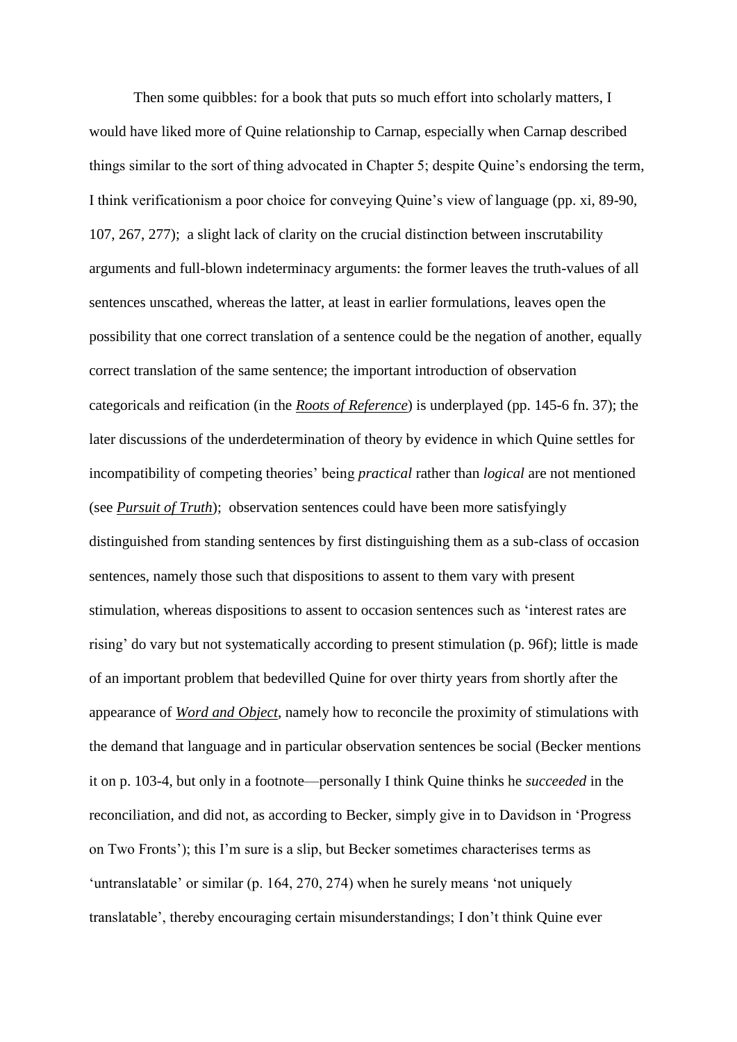Then some quibbles: for a book that puts so much effort into scholarly matters, I would have liked more of Quine relationship to Carnap, especially when Carnap described things similar to the sort of thing advocated in Chapter 5; despite Quine's endorsing the term, I think verificationism a poor choice for conveying Quine's view of language (pp. xi, 89-90, 107, 267, 277); a slight lack of clarity on the crucial distinction between inscrutability arguments and full-blown indeterminacy arguments: the former leaves the truth-values of all sentences unscathed, whereas the latter, at least in earlier formulations, leaves open the possibility that one correct translation of a sentence could be the negation of another, equally correct translation of the same sentence; the important introduction of observation categoricals and reification (in the ***Roots of Reference***) is underplayed (pp. 145-6 fn. 37); the later discussions of the underdetermination of theory by evidence in which Quine settles for incompatibility of competing theories' being *practical* rather than *logical* are not mentioned (see ***Pursuit of Truth***); observation sentences could have been more satisfyingly distinguished from standing sentences by first distinguishing them as a sub-class of occasion sentences, namely those such that dispositions to assent to them vary with present stimulation, whereas dispositions to assent to occasion sentences such as 'interest rates are rising' do vary but not systematically according to present stimulation (p. 96f); little is made of an important problem that bedevilled Quine for over thirty years from shortly after the appearance of ***Word and Object***, namely how to reconcile the proximity of stimulations with the demand that language and in particular observation sentences be social (Becker mentions it on p. 103-4, but only in a footnote—personally I think Quine thinks he *succeeded* in the reconciliation, and did not, as according to Becker, simply give in to Davidson in 'Progress on Two Fronts'); this I'm sure is a slip, but Becker sometimes characterises terms as 'untranslatable' or similar (p. 164, 270, 274) when he surely means 'not uniquely translatable', thereby encouraging certain misunderstandings; I don't think Quine ever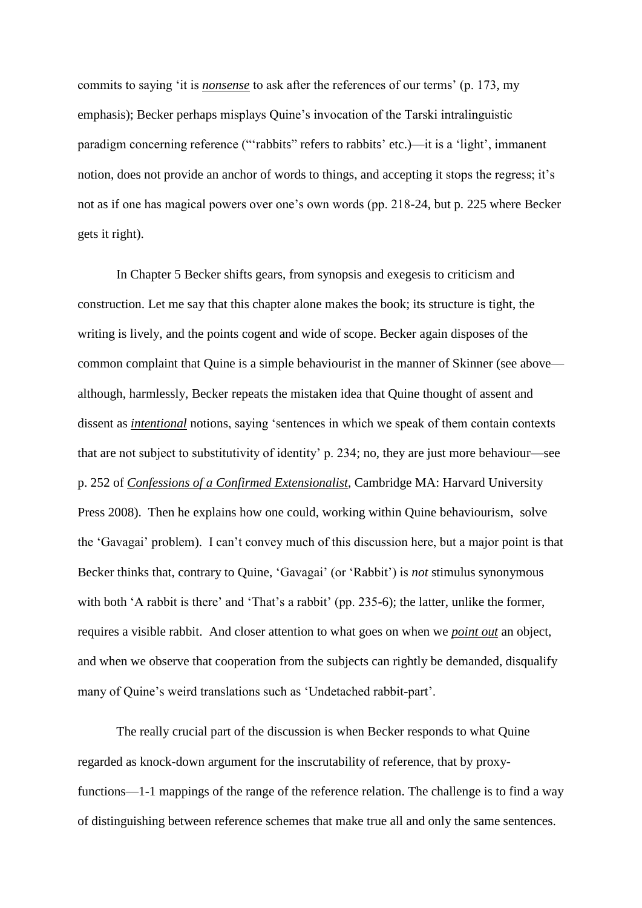commits to saying 'it is ***nonsense*** to ask after the references of our terms' (p. 173, my emphasis); Becker perhaps misplays Quine's invocation of the Tarski intralinguistic paradigm concerning reference ('"rabbits" refers to rabbits' etc.)—it is a 'light', immanent notion, does not provide an anchor of words to things, and accepting it stops the regress; it's not as if one has magical powers over one's own words (pp. 218-24, but p. 225 where Becker gets it right).

In Chapter 5 Becker shifts gears, from synopsis and exegesis to criticism and construction. Let me say that this chapter alone makes the book; its structure is tight, the writing is lively, and the points cogent and wide of scope. Becker again disposes of the common complaint that Quine is a simple behaviourist in the manner of Skinner (see above—although, harmlessly, Becker repeats the mistaken idea that Quine thought of assent and dissent as ***intentional*** notions, saying 'sentences in which we speak of them contain contexts that are not subject to substitutivity of identity' p. 234; no, they are just more behaviour—see p. 252 of ***Confessions of a Confirmed Extensionalist***, Cambridge MA: Harvard University Press 2008). Then he explains how one could, working within Quine behaviourism, solve the 'Gavagai' problem). I can't convey much of this discussion here, but a major point is that Becker thinks that, contrary to Quine, 'Gavagai' (or 'Rabbit') is *not* stimulus synonymous with both 'A rabbit is there' and 'That's a rabbit' (pp. 235-6); the latter, unlike the former, requires a visible rabbit. And closer attention to what goes on when we ***point out*** an object, and when we observe that cooperation from the subjects can rightly be demanded, disqualify many of Quine's weird translations such as 'Undetached rabbit-part'.

The really crucial part of the discussion is when Becker responds to what Quine regarded as knock-down argument for the inscrutability of reference, that by proxy-functions—1-1 mappings of the range of the reference relation. The challenge is to find a way of distinguishing between reference schemes that make true all and only the same sentences.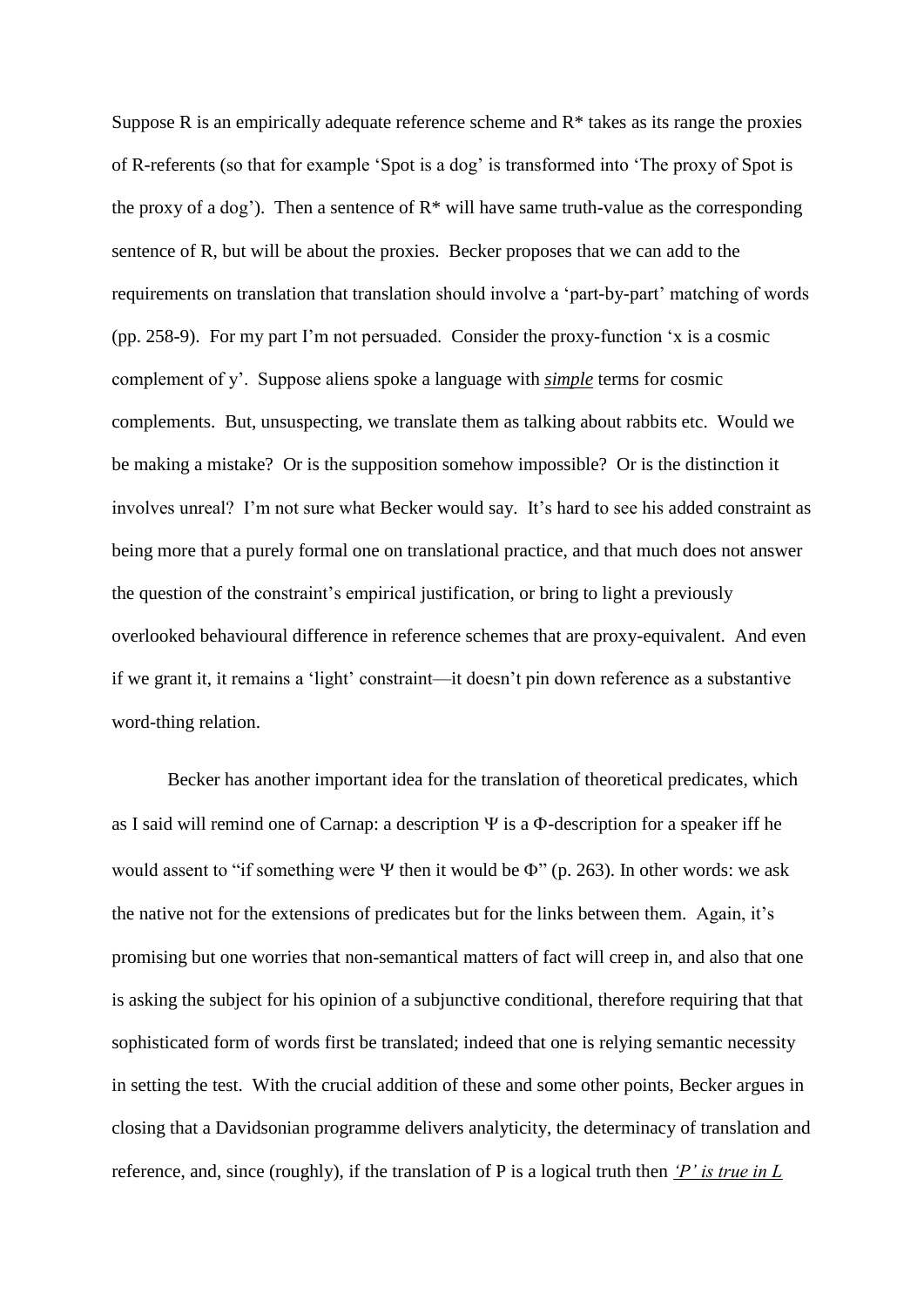Suppose R is an empirically adequate reference scheme and R* takes as its range the proxies of R-referents (so that for example 'Spot is a dog' is transformed into 'The proxy of Spot is the proxy of a dog'). Then a sentence of R* will have same truth-value as the corresponding sentence of R, but will be about the proxies. Becker proposes that we can add to the requirements on translation that translation should involve a 'part-by-part' matching of words (pp. 258-9). For my part I'm not persuaded. Consider the proxy-function 'x is a cosmic complement of y'. Suppose aliens spoke a language with ***simple*** terms for cosmic complements. But, unsuspecting, we translate them as talking about rabbits etc. Would we be making a mistake? Or is the supposition somehow impossible? Or is the distinction it involves unreal? I'm not sure what Becker would say. It's hard to see his added constraint as being more that a purely formal one on translational practice, and that much does not answer the question of the constraint's empirical justification, or bring to light a previously overlooked behavioural difference in reference schemes that are proxy-equivalent. And even if we grant it, it remains a 'light' constraint—it doesn't pin down reference as a substantive word-thing relation.

Becker has another important idea for the translation of theoretical predicates, which as I said will remind one of Carnap: a description Ψ is a Φ-description for a speaker iff he would assent to "if something were Ψ then it would be Φ" (p. 263). In other words: we ask the native not for the extensions of predicates but for the links between them. Again, it's promising but one worries that non-semantical matters of fact will creep in, and also that one is asking the subject for his opinion of a subjunctive conditional, therefore requiring that that sophisticated form of words first be translated; indeed that one is relying semantic necessity in setting the test. With the crucial addition of these and some other points, Becker argues in closing that a Davidsonian programme delivers analyticity, the determinacy of translation and reference, and, since (roughly), if the translation of P is a logical truth then ***'P' is true in L***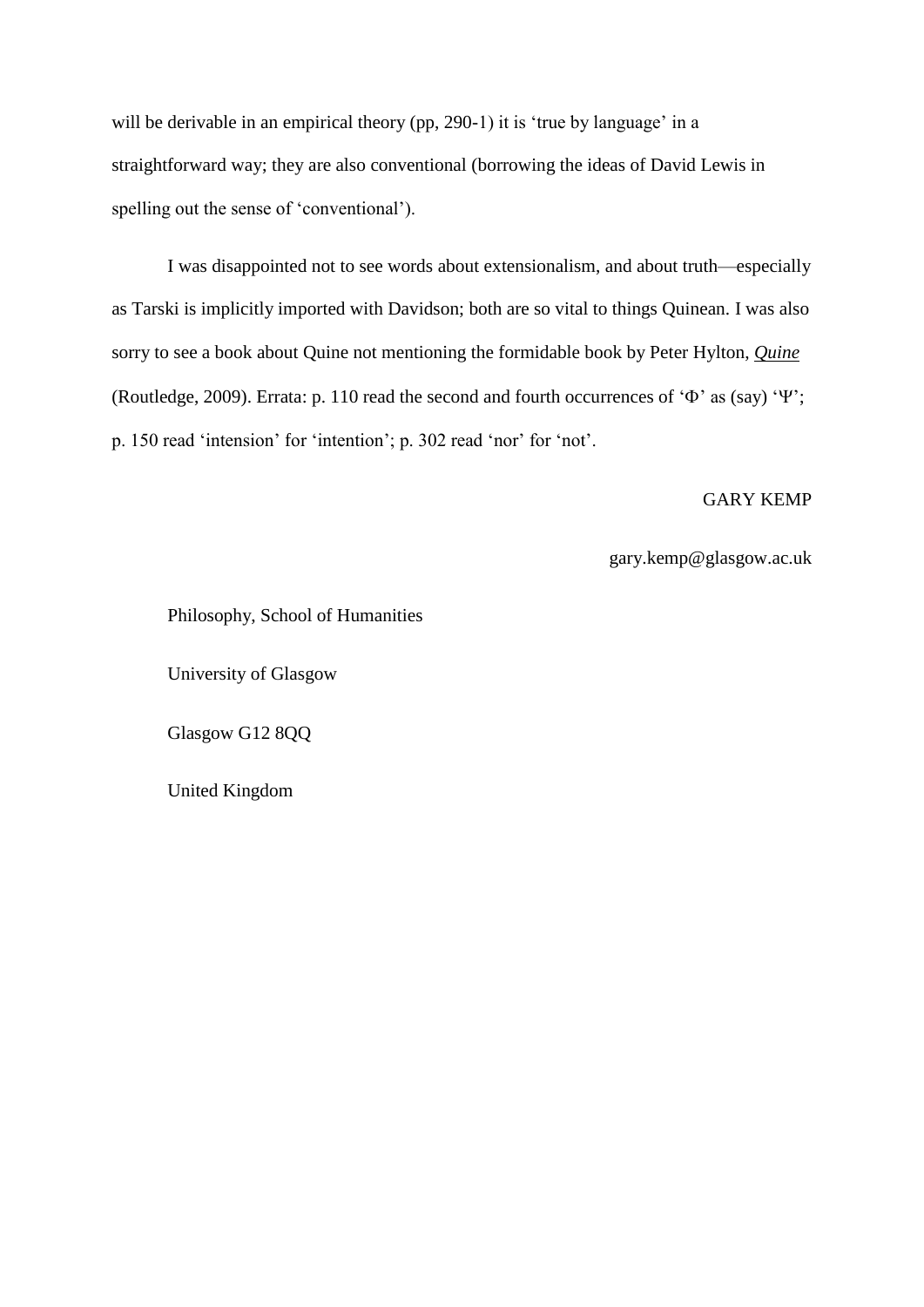will be derivable in an empirical theory (pp, 290-1) it is 'true by language' in a straightforward way; they are also conventional (borrowing the ideas of David Lewis in spelling out the sense of 'conventional').

I was disappointed not to see words about extensionalism, and about truth—especially as Tarski is implicitly imported with Davidson; both are so vital to things Quinean. I was also sorry to see a book about Quine not mentioning the formidable book by Peter Hylton, *Quine* (Routledge, 2009). Errata: p. 110 read the second and fourth occurrences of 'Φ' as (say) 'Ψ'; p. 150 read 'intension' for 'intention'; p. 302 read 'nor' for 'not'.

GARY KEMP

gary.kemp@glasgow.ac.uk

Philosophy, School of Humanities

University of Glasgow

Glasgow G12 8QQ

United Kingdom